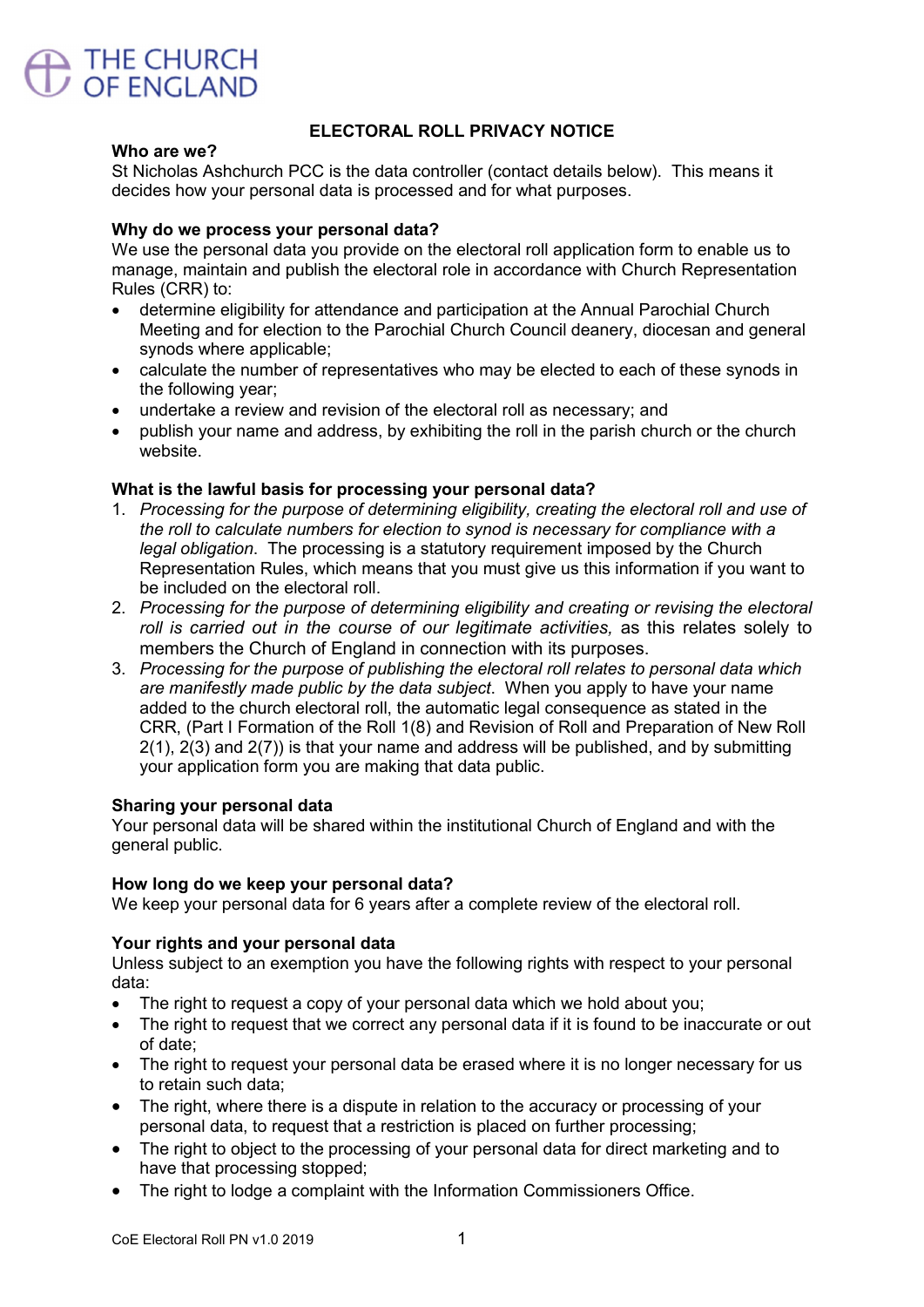THE CHURCH OF ENGLAND

# ELECTORAL ROLL PRIVACY NOTICE

**Who are we?**

St Nicholas Ashchurch PCC is the data controller (contact details below). This means it decides how your personal data is processed and for what purposes.

**Why do we process your personal data?**

We use the personal data you provide on the electoral roll application form to enable us to manage, maintain and publish the electoral role in accordance with Church Representation Rules (CRR) to:

- determine eligibility for attendance and participation at the Annual Parochial Church Meeting and for election to the Parochial Church Council deanery, diocesan and general synods where applicable;
- calculate the number of representatives who may be elected to each of these synods in the following year;
- undertake a review and revision of the electoral roll as necessary; and
- publish your name and address, by exhibiting the roll in the parish church or the church website.

**What is the lawful basis for processing your personal data?**

1. *Processing for the purpose of determining eligibility, creating the electoral roll and use of the roll to calculate numbers for election to synod is necessary for compliance with a legal obligation*. The processing is a statutory requirement imposed by the Church Representation Rules, which means that you must give us this information if you want to be included on the electoral roll.
2. *Processing for the purpose of determining eligibility and creating or revising the electoral roll is carried out in the course of our legitimate activities,* as this relates solely to members the Church of England in connection with its purposes.
3. *Processing for the purpose of publishing the electoral roll relates to personal data which are manifestly made public by the data subject*. When you apply to have your name added to the church electoral roll, the automatic legal consequence as stated in the CRR, (Part I Formation of the Roll 1(8) and Revision of Roll and Preparation of New Roll 2(1), 2(3) and 2(7)) is that your name and address will be published, and by submitting your application form you are making that data public.

**Sharing your personal data**

Your personal data will be shared within the institutional Church of England and with the general public.

**How long do we keep your personal data?**

We keep your personal data for 6 years after a complete review of the electoral roll.

**Your rights and your personal data**

Unless subject to an exemption you have the following rights with respect to your personal data:

- The right to request a copy of your personal data which we hold about you;
- The right to request that we correct any personal data if it is found to be inaccurate or out of date;
- The right to request your personal data be erased where it is no longer necessary for us to retain such data;
- The right, where there is a dispute in relation to the accuracy or processing of your personal data, to request that a restriction is placed on further processing;
- The right to object to the processing of your personal data for direct marketing and to have that processing stopped;
- The right to lodge a complaint with the Information Commissioners Office.

CoE Electoral Roll PN v1.0 2019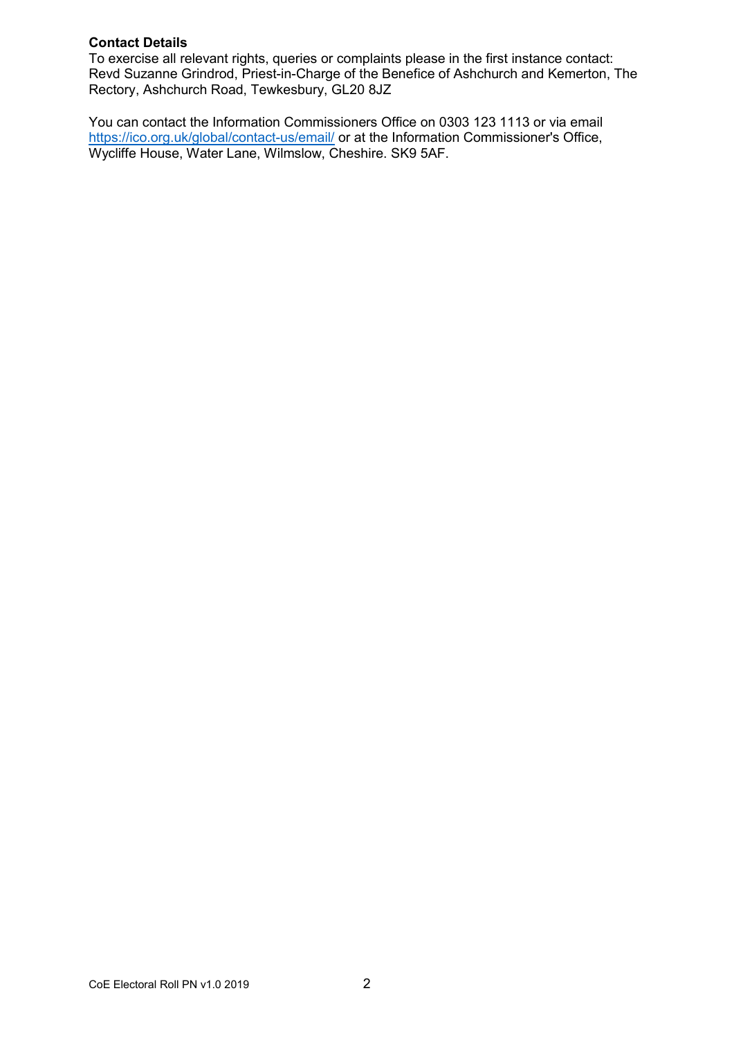**Contact Details**

To exercise all relevant rights, queries or complaints please in the first instance contact: Revd Suzanne Grindrod, Priest-in-Charge of the Benefice of Ashchurch and Kemerton, The Rectory, Ashchurch Road, Tewkesbury, GL20 8JZ

You can contact the Information Commissioners Office on 0303 123 1113 or via email https://ico.org.uk/global/contact-us/email/ or at the Information Commissioner's Office, Wycliffe House, Water Lane, Wilmslow, Cheshire. SK9 5AF.